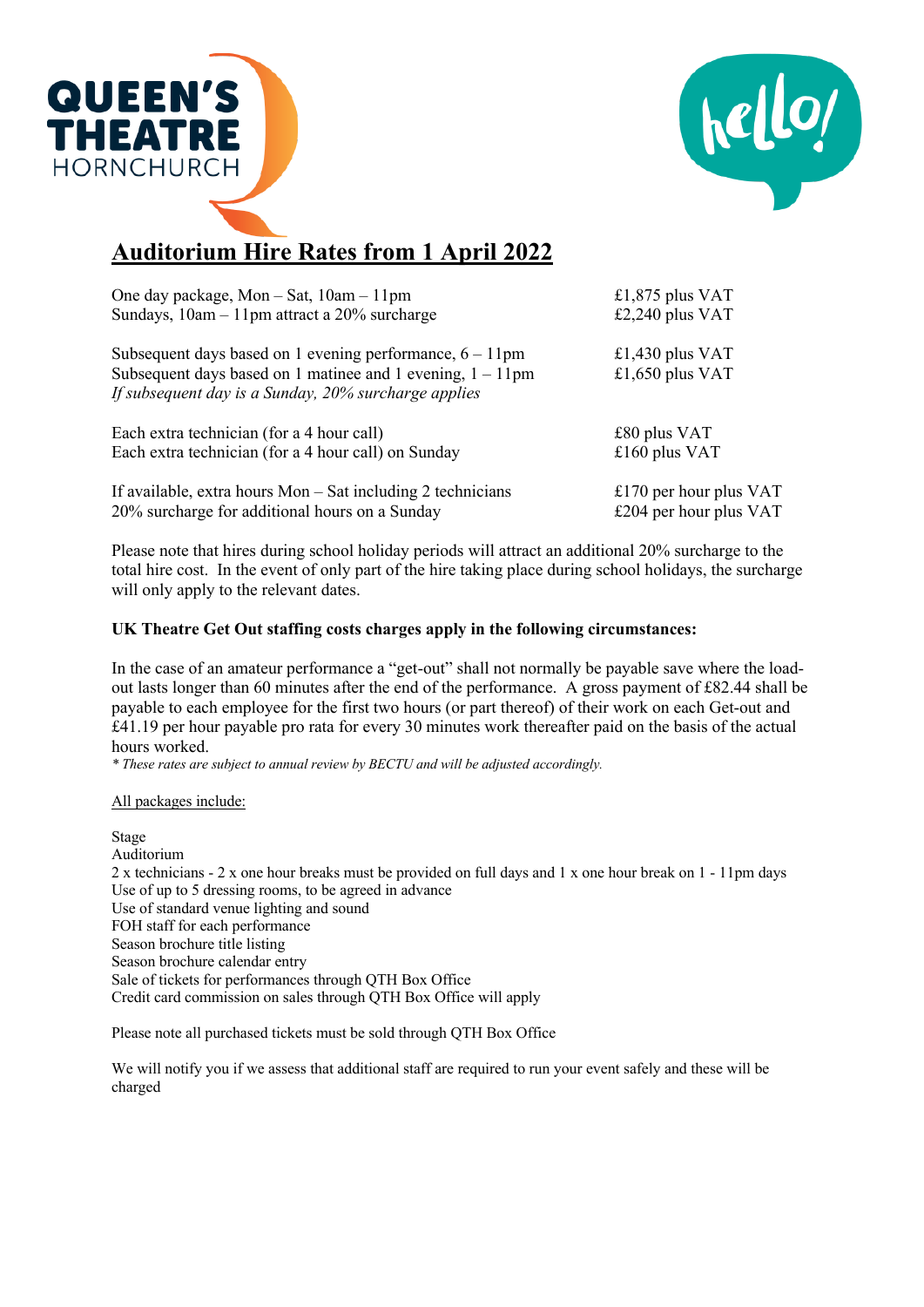QUEEN'S THEATRE HORNCHURCH

# Auditorium Hire Rates from 1 April 2022

| | |
|---|---|
| One day package, Mon – Sat, 10am – 11pm | £1,875 plus VAT |
| Sundays, 10am – 11pm attract a 20% surcharge | £2,240 plus VAT |
| Subsequent days based on 1 evening performance, 6 – 11pm | £1,430 plus VAT |
| Subsequent days based on 1 matinee and 1 evening, 1 – 11pm | £1,650 plus VAT |
| *If subsequent day is a Sunday, 20% surcharge applies* | |
| Each extra technician (for a 4 hour call) | £80 plus VAT |
| Each extra technician (for a 4 hour call) on Sunday | £160 plus VAT |
| If available, extra hours Mon – Sat including 2 technicians | £170 per hour plus VAT |
| 20% surcharge for additional hours on a Sunday | £204 per hour plus VAT |

Please note that hires during school holiday periods will attract an additional 20% surcharge to the total hire cost. In the event of only part of the hire taking place during school holidays, the surcharge will only apply to the relevant dates.

**UK Theatre Get Out staffing costs charges apply in the following circumstances:**

In the case of an amateur performance a "get-out" shall not normally be payable save where the load-out lasts longer than 60 minutes after the end of the performance. A gross payment of £82.44 shall be payable to each employee for the first two hours (or part thereof) of their work on each Get-out and £41.19 per hour payable pro rata for every 30 minutes work thereafter paid on the basis of the actual hours worked.

*\* These rates are subject to annual review by BECTU and will be adjusted accordingly.*

All packages include:

Stage
Auditorium
2 x technicians - 2 x one hour breaks must be provided on full days and 1 x one hour break on 1 - 11pm days
Use of up to 5 dressing rooms, to be agreed in advance
Use of standard venue lighting and sound
FOH staff for each performance
Season brochure title listing
Season brochure calendar entry
Sale of tickets for performances through QTH Box Office
Credit card commission on sales through QTH Box Office will apply

Please note all purchased tickets must be sold through QTH Box Office

We will notify you if we assess that additional staff are required to run your event safely and these will be charged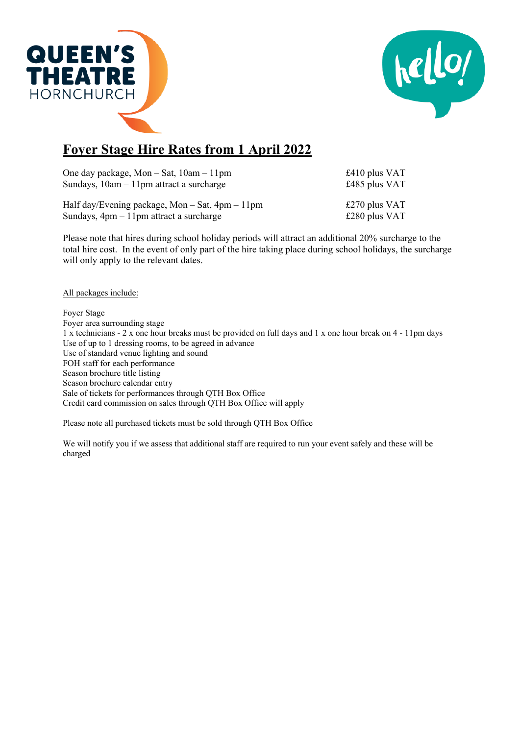# Foyer Stage Hire Rates from 1 April 2022

| | |
|---|---|
| One day package, Mon – Sat, 10am – 11pm | £410 plus VAT |
| Sundays, 10am – 11pm attract a surcharge | £485 plus VAT |
| Half day/Evening package, Mon – Sat, 4pm – 11pm | £270 plus VAT |
| Sundays, 4pm – 11pm attract a surcharge | £280 plus VAT |

Please note that hires during school holiday periods will attract an additional 20% surcharge to the total hire cost. In the event of only part of the hire taking place during school holidays, the surcharge will only apply to the relevant dates.

All packages include:

Foyer Stage
Foyer area surrounding stage
1 x technicians - 2 x one hour breaks must be provided on full days and 1 x one hour break on 4 - 11pm days
Use of up to 1 dressing rooms, to be agreed in advance
Use of standard venue lighting and sound
FOH staff for each performance
Season brochure title listing
Season brochure calendar entry
Sale of tickets for performances through QTH Box Office
Credit card commission on sales through QTH Box Office will apply

Please note all purchased tickets must be sold through QTH Box Office

We will notify you if we assess that additional staff are required to run your event safely and these will be charged